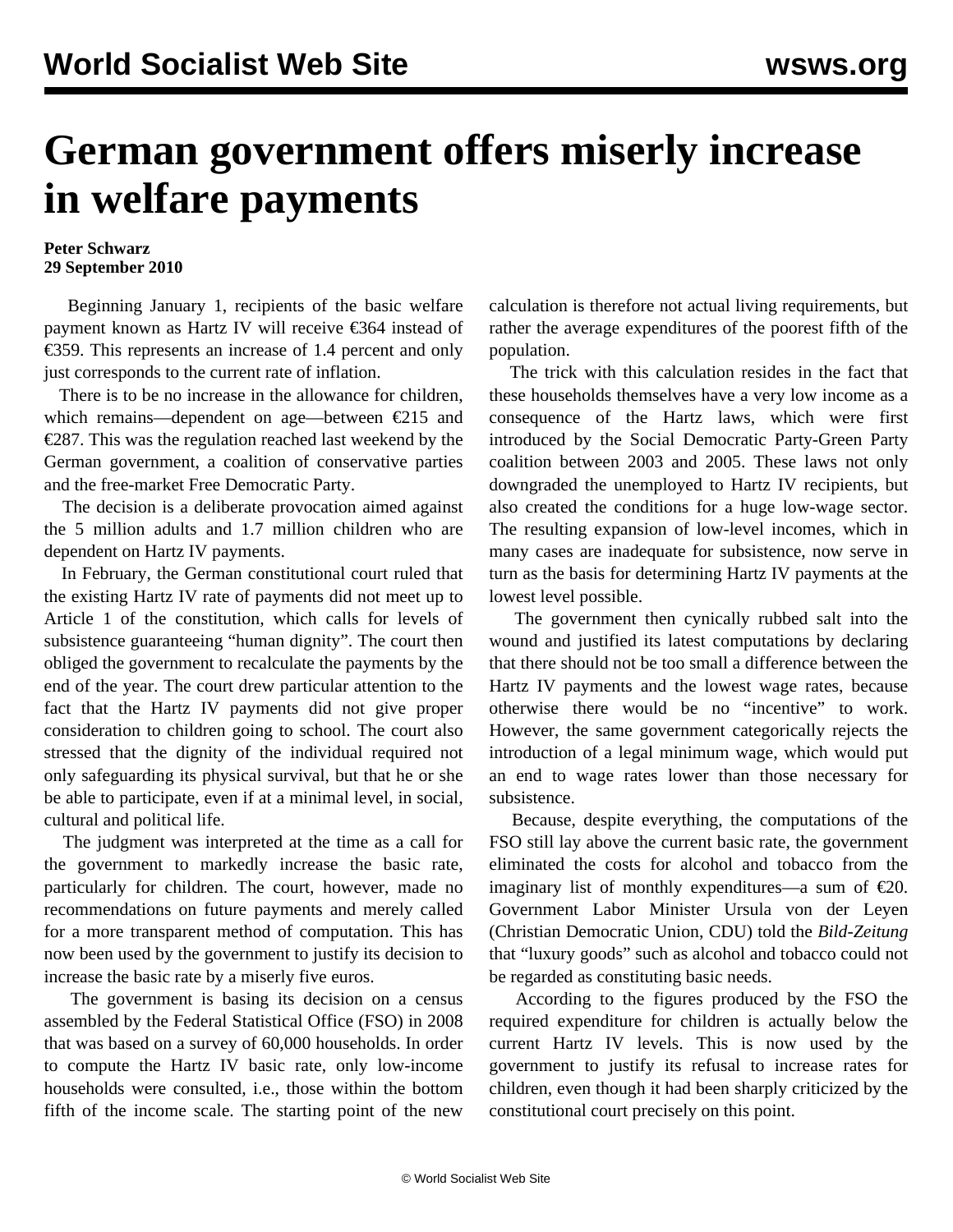# German government offers miserly increase in welfare payments

**Peter Schwarz**
**29 September 2010**

Beginning January 1, recipients of the basic welfare payment known as Hartz IV will receive €364 instead of €359. This represents an increase of 1.4 percent and only just corresponds to the current rate of inflation.

There is to be no increase in the allowance for children, which remains—dependent on age—between €215 and €287. This was the regulation reached last weekend by the German government, a coalition of conservative parties and the free-market Free Democratic Party.

The decision is a deliberate provocation aimed against the 5 million adults and 1.7 million children who are dependent on Hartz IV payments.

In February, the German constitutional court ruled that the existing Hartz IV rate of payments did not meet up to Article 1 of the constitution, which calls for levels of subsistence guaranteeing "human dignity". The court then obliged the government to recalculate the payments by the end of the year. The court drew particular attention to the fact that the Hartz IV payments did not give proper consideration to children going to school. The court also stressed that the dignity of the individual required not only safeguarding its physical survival, but that he or she be able to participate, even if at a minimal level, in social, cultural and political life.

The judgment was interpreted at the time as a call for the government to markedly increase the basic rate, particularly for children. The court, however, made no recommendations on future payments and merely called for a more transparent method of computation. This has now been used by the government to justify its decision to increase the basic rate by a miserly five euros.

The government is basing its decision on a census assembled by the Federal Statistical Office (FSO) in 2008 that was based on a survey of 60,000 households. In order to compute the Hartz IV basic rate, only low-income households were consulted, i.e., those within the bottom fifth of the income scale. The starting point of the new calculation is therefore not actual living requirements, but rather the average expenditures of the poorest fifth of the population.

The trick with this calculation resides in the fact that these households themselves have a very low income as a consequence of the Hartz laws, which were first introduced by the Social Democratic Party-Green Party coalition between 2003 and 2005. These laws not only downgraded the unemployed to Hartz IV recipients, but also created the conditions for a huge low-wage sector. The resulting expansion of low-level incomes, which in many cases are inadequate for subsistence, now serve in turn as the basis for determining Hartz IV payments at the lowest level possible.

The government then cynically rubbed salt into the wound and justified its latest computations by declaring that there should not be too small a difference between the Hartz IV payments and the lowest wage rates, because otherwise there would be no "incentive" to work. However, the same government categorically rejects the introduction of a legal minimum wage, which would put an end to wage rates lower than those necessary for subsistence.

Because, despite everything, the computations of the FSO still lay above the current basic rate, the government eliminated the costs for alcohol and tobacco from the imaginary list of monthly expenditures—a sum of €20. Government Labor Minister Ursula von der Leyen (Christian Democratic Union, CDU) told the *Bild-Zeitung* that "luxury goods" such as alcohol and tobacco could not be regarded as constituting basic needs.

According to the figures produced by the FSO the required expenditure for children is actually below the current Hartz IV levels. This is now used by the government to justify its refusal to increase rates for children, even though it had been sharply criticized by the constitutional court precisely on this point.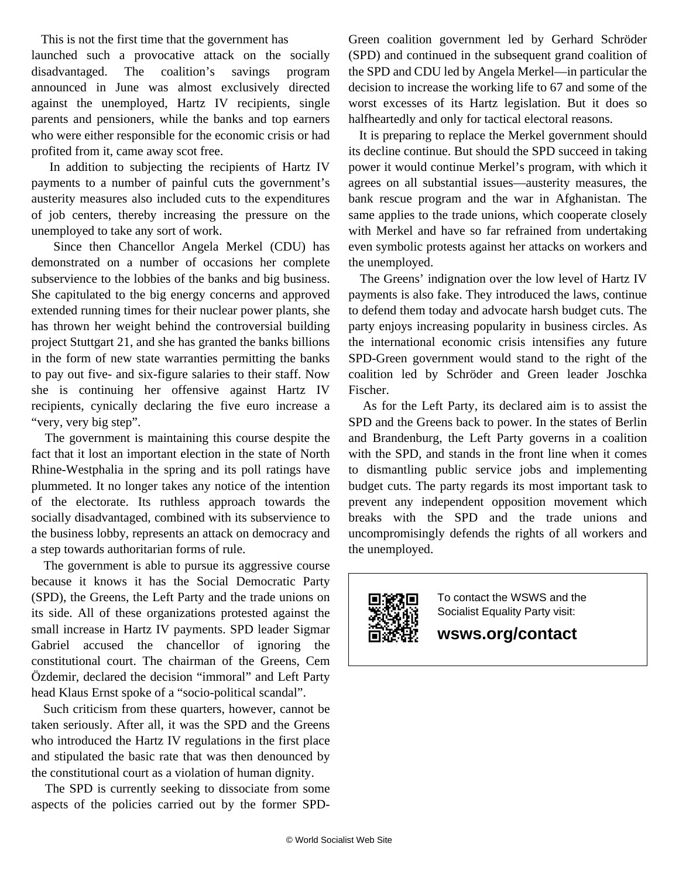This is not the first time that the government has launched such a provocative attack on the socially disadvantaged. The coalition's savings program announced in June was almost exclusively directed against the unemployed, Hartz IV recipients, single parents and pensioners, while the banks and top earners who were either responsible for the economic crisis or had profited from it, came away scot free.

In addition to subjecting the recipients of Hartz IV payments to a number of painful cuts the government's austerity measures also included cuts to the expenditures of job centers, thereby increasing the pressure on the unemployed to take any sort of work.

Since then Chancellor Angela Merkel (CDU) has demonstrated on a number of occasions her complete subservience to the lobbies of the banks and big business. She capitulated to the big energy concerns and approved extended running times for their nuclear power plants, she has thrown her weight behind the controversial building project Stuttgart 21, and she has granted the banks billions in the form of new state warranties permitting the banks to pay out five- and six-figure salaries to their staff. Now she is continuing her offensive against Hartz IV recipients, cynically declaring the five euro increase a "very, very big step".

The government is maintaining this course despite the fact that it lost an important election in the state of North Rhine-Westphalia in the spring and its poll ratings have plummeted. It no longer takes any notice of the intention of the electorate. Its ruthless approach towards the socially disadvantaged, combined with its subservience to the business lobby, represents an attack on democracy and a step towards authoritarian forms of rule.

The government is able to pursue its aggressive course because it knows it has the Social Democratic Party (SPD), the Greens, the Left Party and the trade unions on its side. All of these organizations protested against the small increase in Hartz IV payments. SPD leader Sigmar Gabriel accused the chancellor of ignoring the constitutional court. The chairman of the Greens, Cem Özdemir, declared the decision "immoral" and Left Party head Klaus Ernst spoke of a "socio-political scandal".

Such criticism from these quarters, however, cannot be taken seriously. After all, it was the SPD and the Greens who introduced the Hartz IV regulations in the first place and stipulated the basic rate that was then denounced by the constitutional court as a violation of human dignity.

The SPD is currently seeking to dissociate from some aspects of the policies carried out by the former SPD-Green coalition government led by Gerhard Schröder (SPD) and continued in the subsequent grand coalition of the SPD and CDU led by Angela Merkel—in particular the decision to increase the working life to 67 and some of the worst excesses of its Hartz legislation. But it does so halfheartedly and only for tactical electoral reasons.

It is preparing to replace the Merkel government should its decline continue. But should the SPD succeed in taking power it would continue Merkel's program, with which it agrees on all substantial issues—austerity measures, the bank rescue program and the war in Afghanistan. The same applies to the trade unions, which cooperate closely with Merkel and have so far refrained from undertaking even symbolic protests against her attacks on workers and the unemployed.

The Greens' indignation over the low level of Hartz IV payments is also fake. They introduced the laws, continue to defend them today and advocate harsh budget cuts. The party enjoys increasing popularity in business circles. As the international economic crisis intensifies any future SPD-Green government would stand to the right of the coalition led by Schröder and Green leader Joschka Fischer.

As for the Left Party, its declared aim is to assist the SPD and the Greens back to power. In the states of Berlin and Brandenburg, the Left Party governs in a coalition with the SPD, and stands in the front line when it comes to dismantling public service jobs and implementing budget cuts. The party regards its most important task to prevent any independent opposition movement which breaks with the SPD and the trade unions and uncompromisingly defends the rights of all workers and the unemployed.

To contact the WSWS and the Socialist Equality Party visit:

**wsws.org/contact**